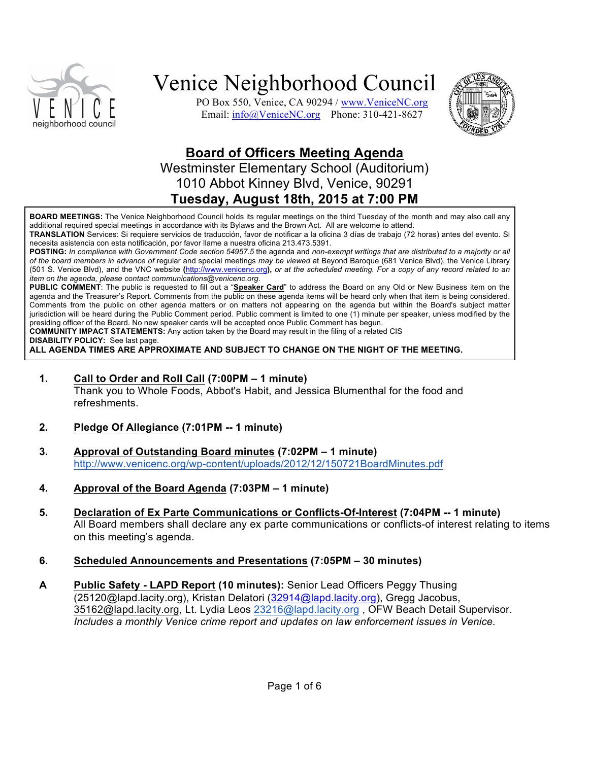# Venice Neighborhood Council

PO Box 550, Venice, CA 90294 / www.VeniceNC.org
Email: info@VeniceNC.org Phone: 310-421-8627

## Board of Officers Meeting Agenda

Westminster Elementary School (Auditorium)
1010 Abbot Kinney Blvd, Venice, 90291
**Tuesday, August 18th, 2015 at 7:00 PM**

**BOARD MEETINGS:** The Venice Neighborhood Council holds its regular meetings on the third Tuesday of the month and may also call any additional required special meetings in accordance with its Bylaws and the Brown Act. All are welcome to attend.
**TRANSLATION** Services: Si requiere servicios de traducción, favor de notificar a la oficina 3 días de trabajo (72 horas) antes del evento. Si necesita asistencia con esta notificación, por favor llame a nuestra oficina 213.473.5391.
**POSTING:** *In compliance with Government Code section 54957.5* the agenda and *non-exempt writings that are distributed to a majority or all of the board members in advance of* regular and special meetings *may be viewed* at Beyond Baroque (681 Venice Blvd), the Venice Library (501 S. Venice Blvd), and the VNC website **(**http://www.venicenc.org**),** *or at the scheduled meeting. For a copy of any record related to an item on the agenda, please contact communications@venicenc.org.*
**PUBLIC COMMENT**: The public is requested to fill out a "**Speaker Card**" to address the Board on any Old or New Business item on the agenda and the Treasurer's Report. Comments from the public on these agenda items will be heard only when that item is being considered. Comments from the public on other agenda matters or on matters not appearing on the agenda but within the Board's subject matter jurisdiction will be heard during the Public Comment period. Public comment is limited to one (1) minute per speaker, unless modified by the presiding officer of the Board. No new speaker cards will be accepted once Public Comment has begun.
**COMMUNITY IMPACT STATEMENTS:** Any action taken by the Board may result in the filing of a related CIS
**DISABILITY POLICY:** See last page.
**ALL AGENDA TIMES ARE APPROXIMATE AND SUBJECT TO CHANGE ON THE NIGHT OF THE MEETING.**

**1. Call to Order and Roll Call (7:00PM – 1 minute)**
Thank you to Whole Foods, Abbot's Habit, and Jessica Blumenthal for the food and refreshments.

**2. Pledge Of Allegiance (7:01PM -- 1 minute)**

**3. Approval of Outstanding Board minutes (7:02PM – 1 minute)**
http://www.venicenc.org/wp-content/uploads/2012/12/150721BoardMinutes.pdf

**4. Approval of the Board Agenda (7:03PM – 1 minute)**

**5. Declaration of Ex Parte Communications or Conflicts-Of-Interest (7:04PM -- 1 minute)**
All Board members shall declare any ex parte communications or conflicts-of interest relating to items on this meeting's agenda.

**6. Scheduled Announcements and Presentations (7:05PM – 30 minutes)**

**A Public Safety - LAPD Report (10 minutes):** Senior Lead Officers Peggy Thusing (25120@lapd.lacity.org), Kristan Delatori (32914@lapd.lacity.org), Gregg Jacobus, 35162@lapd.lacity.org, Lt. Lydia Leos 23216@lapd.lacity.org , OFW Beach Detail Supervisor. *Includes a monthly Venice crime report and updates on law enforcement issues in Venice.*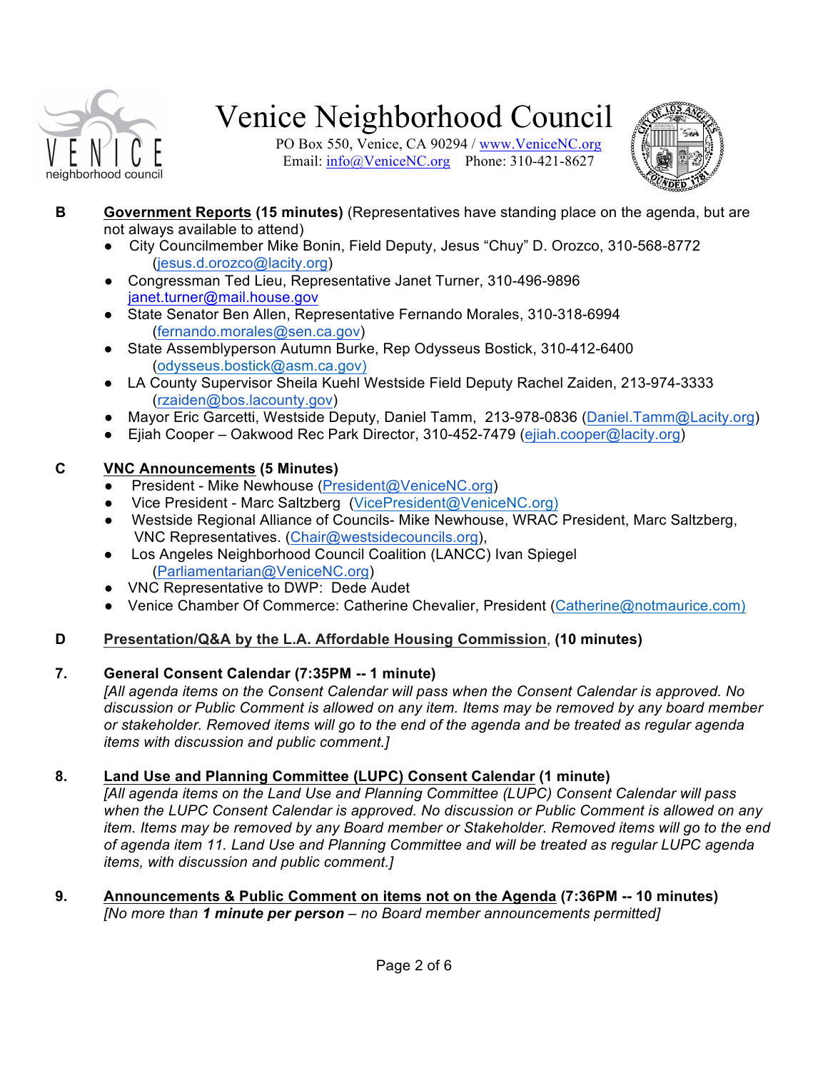# Venice Neighborhood Council

PO Box 550, Venice, CA 90294 / www.VeniceNC.org
Email: info@VeniceNC.org Phone: 310-421-8627

**B** **Government Reports (15 minutes)** (Representatives have standing place on the agenda, but are not always available to attend)

- City Councilmember Mike Bonin, Field Deputy, Jesus "Chuy" D. Orozco, 310-568-8772 (jesus.d.orozco@lacity.org)
- Congressman Ted Lieu, Representative Janet Turner, 310-496-9896 janet.turner@mail.house.gov
- State Senator Ben Allen, Representative Fernando Morales, 310-318-6994 (fernando.morales@sen.ca.gov)
- State Assemblyperson Autumn Burke, Rep Odysseus Bostick, 310-412-6400 (odysseus.bostick@asm.ca.gov)
- LA County Supervisor Sheila Kuehl Westside Field Deputy Rachel Zaiden, 213-974-3333 (rzaiden@bos.lacounty.gov)
- Mayor Eric Garcetti, Westside Deputy, Daniel Tamm, 213-978-0836 (Daniel.Tamm@Lacity.org)
- Ejiah Cooper – Oakwood Rec Park Director, 310-452-7479 (ejiah.cooper@lacity.org)

**C** **VNC Announcements (5 Minutes)**

- President - Mike Newhouse (President@VeniceNC.org)
- Vice President - Marc Saltzberg (VicePresident@VeniceNC.org)
- Westside Regional Alliance of Councils- Mike Newhouse, WRAC President, Marc Saltzberg, VNC Representatives. (Chair@westsidecouncils.org),
- Los Angeles Neighborhood Council Coalition (LANCC) Ivan Spiegel (Parliamentarian@VeniceNC.org)
- VNC Representative to DWP: Dede Audet
- Venice Chamber Of Commerce: Catherine Chevalier, President (Catherine@notmaurice.com)

**D** **Presentation/Q&A by the L.A. Affordable Housing Commission, (10 minutes)**

**7.** **General Consent Calendar (7:35PM -- 1 minute)**
*[All agenda items on the Consent Calendar will pass when the Consent Calendar is approved. No discussion or Public Comment is allowed on any item. Items may be removed by any board member or stakeholder. Removed items will go to the end of the agenda and be treated as regular agenda items with discussion and public comment.]*

**8.** **Land Use and Planning Committee (LUPC) Consent Calendar (1 minute)**
*[All agenda items on the Land Use and Planning Committee (LUPC) Consent Calendar will pass when the LUPC Consent Calendar is approved. No discussion or Public Comment is allowed on any item. Items may be removed by any Board member or Stakeholder. Removed items will go to the end of agenda item 11. Land Use and Planning Committee and will be treated as regular LUPC agenda items, with discussion and public comment.]*

**9.** **Announcements & Public Comment on items not on the Agenda (7:36PM -- 10 minutes)**
*[No more than **1 minute per person** – no Board member announcements permitted]*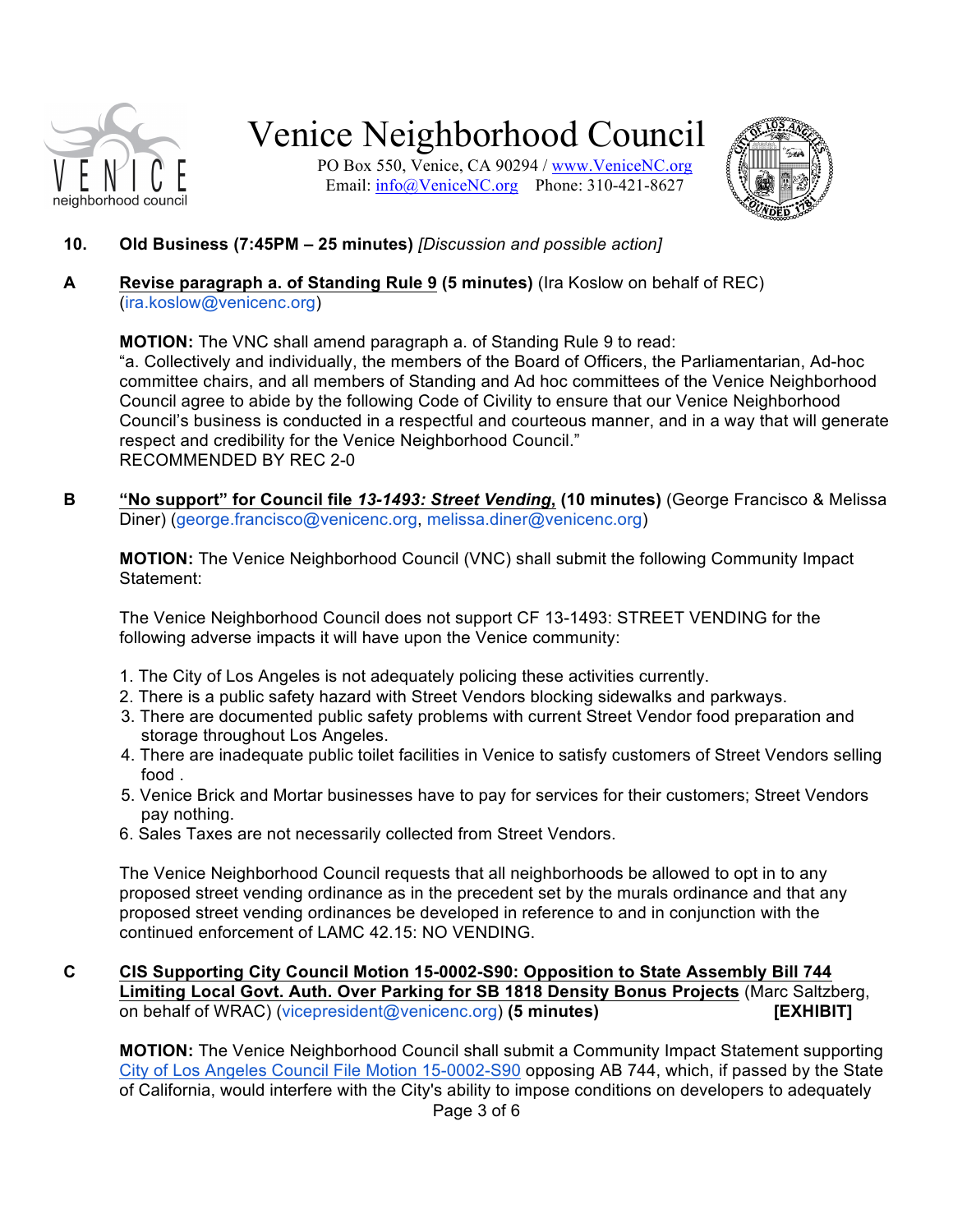**10. Old Business (7:45PM – 25 minutes)** *[Discussion and possible action]*

**A** **Revise paragraph a. of Standing Rule 9 (5 minutes)** (Ira Koslow on behalf of REC) (ira.koslow@venicenc.org)

**MOTION:** The VNC shall amend paragraph a. of Standing Rule 9 to read:
"a. Collectively and individually, the members of the Board of Officers, the Parliamentarian, Ad-hoc committee chairs, and all members of Standing and Ad hoc committees of the Venice Neighborhood Council agree to abide by the following Code of Civility to ensure that our Venice Neighborhood Council's business is conducted in a respectful and courteous manner, and in a way that will generate respect and credibility for the Venice Neighborhood Council."
RECOMMENDED BY REC 2-0

**B** **"No support" for Council file *13-1493: Street Vending*, (10 minutes)** (George Francisco & Melissa Diner) (george.francisco@venicenc.org, melissa.diner@venicenc.org)

**MOTION:** The Venice Neighborhood Council (VNC) shall submit the following Community Impact Statement:

The Venice Neighborhood Council does not support CF 13-1493: STREET VENDING for the following adverse impacts it will have upon the Venice community:

1. The City of Los Angeles is not adequately policing these activities currently.
2. There is a public safety hazard with Street Vendors blocking sidewalks and parkways.
3. There are documented public safety problems with current Street Vendor food preparation and storage throughout Los Angeles.
4. There are inadequate public toilet facilities in Venice to satisfy customers of Street Vendors selling food .
5. Venice Brick and Mortar businesses have to pay for services for their customers; Street Vendors pay nothing.
6. Sales Taxes are not necessarily collected from Street Vendors.

The Venice Neighborhood Council requests that all neighborhoods be allowed to opt in to any proposed street vending ordinance as in the precedent set by the murals ordinance and that any proposed street vending ordinances be developed in reference to and in conjunction with the continued enforcement of LAMC 42.15: NO VENDING.

**C** **CIS Supporting City Council Motion 15-0002-S90: Opposition to State Assembly Bill 744 Limiting Local Govt. Auth. Over Parking for SB 1818 Density Bonus Projects** (Marc Saltzberg, on behalf of WRAC) (vicepresident@venicenc.org) **(5 minutes)** **[EXHIBIT]**

**MOTION:** The Venice Neighborhood Council shall submit a Community Impact Statement supporting City of Los Angeles Council File Motion 15-0002-S90 opposing AB 744, which, if passed by the State of California, would interfere with the City's ability to impose conditions on developers to adequately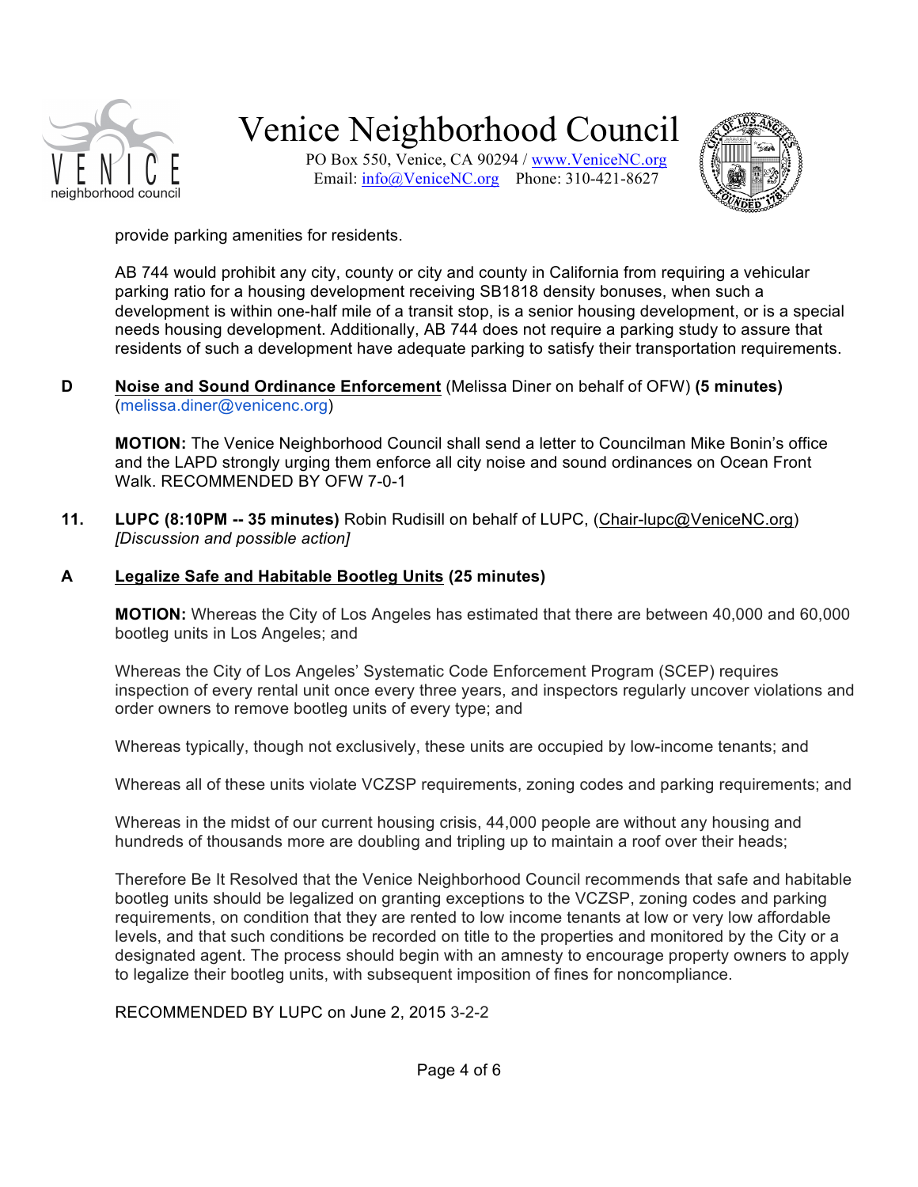provide parking amenities for residents.

AB 744 would prohibit any city, county or city and county in California from requiring a vehicular parking ratio for a housing development receiving SB1818 density bonuses, when such a development is within one-half mile of a transit stop, is a senior housing development, or is a special needs housing development. Additionally, AB 744 does not require a parking study to assure that residents of such a development have adequate parking to satisfy their transportation requirements.

**D** <u>**Noise and Sound Ordinance Enforcement**</u> (Melissa Diner on behalf of OFW) **(5 minutes)** (melissa.diner@venicenc.org)

**MOTION:** The Venice Neighborhood Council shall send a letter to Councilman Mike Bonin's office and the LAPD strongly urging them enforce all city noise and sound ordinances on Ocean Front Walk. RECOMMENDED BY OFW 7-0-1

**11. LUPC (8:10PM -- 35 minutes)** Robin Rudisill on behalf of LUPC, (Chair-lupc@VeniceNC.org) *[Discussion and possible action]*

**A** <u>**Legalize Safe and Habitable Bootleg Units**</u> **(25 minutes)**

**MOTION:** Whereas the City of Los Angeles has estimated that there are between 40,000 and 60,000 bootleg units in Los Angeles; and

Whereas the City of Los Angeles' Systematic Code Enforcement Program (SCEP) requires inspection of every rental unit once every three years, and inspectors regularly uncover violations and order owners to remove bootleg units of every type; and

Whereas typically, though not exclusively, these units are occupied by low-income tenants; and

Whereas all of these units violate VCZSP requirements, zoning codes and parking requirements; and

Whereas in the midst of our current housing crisis, 44,000 people are without any housing and hundreds of thousands more are doubling and tripling up to maintain a roof over their heads;

Therefore Be It Resolved that the Venice Neighborhood Council recommends that safe and habitable bootleg units should be legalized on granting exceptions to the VCZSP, zoning codes and parking requirements, on condition that they are rented to low income tenants at low or very low affordable levels, and that such conditions be recorded on title to the properties and monitored by the City or a designated agent. The process should begin with an amnesty to encourage property owners to apply to legalize their bootleg units, with subsequent imposition of fines for noncompliance.

RECOMMENDED BY LUPC on June 2, 2015 3-2-2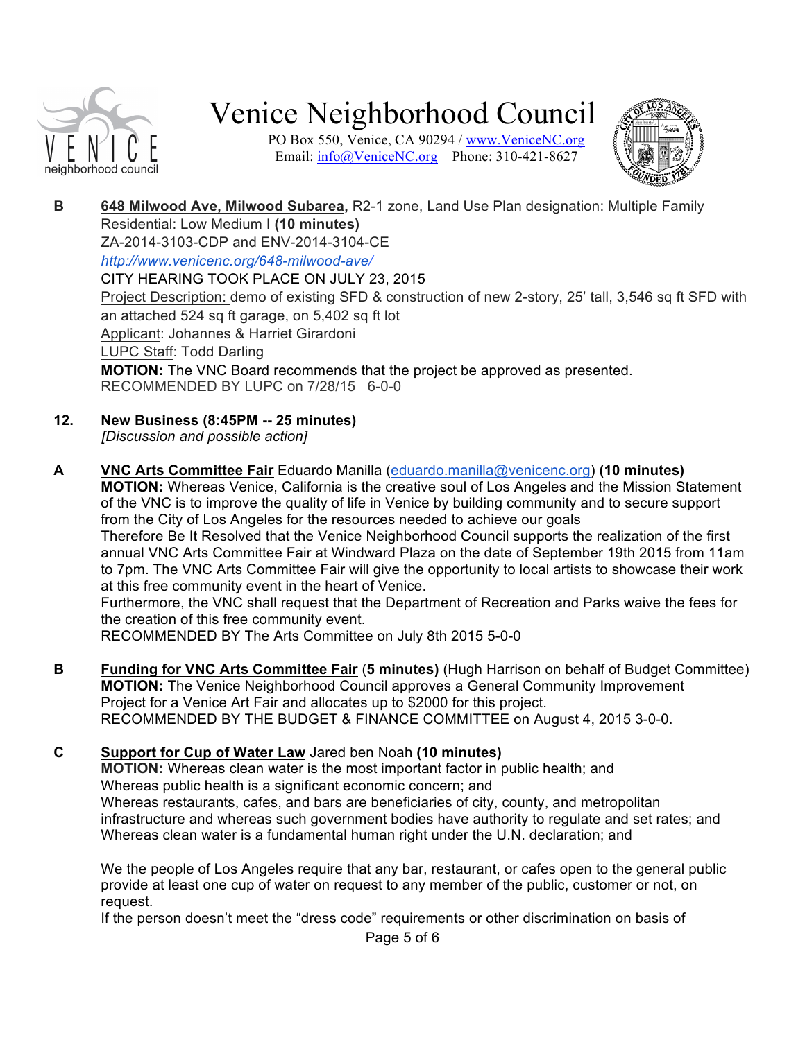**B** **648 Milwood Ave, Milwood Subarea,** R2-1 zone, Land Use Plan designation: Multiple Family Residential: Low Medium I **(10 minutes)**
ZA-2014-3103-CDP and ENV-2014-3104-CE
*http://www.venicenc.org/648-milwood-ave/*
CITY HEARING TOOK PLACE ON JULY 23, 2015
Project Description: demo of existing SFD & construction of new 2-story, 25' tall, 3,546 sq ft SFD with an attached 524 sq ft garage, on 5,402 sq ft lot
Applicant: Johannes & Harriet Girardoni
LUPC Staff: Todd Darling
**MOTION:** The VNC Board recommends that the project be approved as presented.
RECOMMENDED BY LUPC on 7/28/15 6-0-0

**12. New Business (8:45PM -- 25 minutes)**
*[Discussion and possible action]*

**A** **VNC Arts Committee Fair** Eduardo Manilla (eduardo.manilla@venicenc.org) **(10 minutes)**
**MOTION:** Whereas Venice, California is the creative soul of Los Angeles and the Mission Statement of the VNC is to improve the quality of life in Venice by building community and to secure support from the City of Los Angeles for the resources needed to achieve our goals
Therefore Be It Resolved that the Venice Neighborhood Council supports the realization of the first annual VNC Arts Committee Fair at Windward Plaza on the date of September 19th 2015 from 11am to 7pm. The VNC Arts Committee Fair will give the opportunity to local artists to showcase their work at this free community event in the heart of Venice.
Furthermore, the VNC shall request that the Department of Recreation and Parks waive the fees for the creation of this free community event.
RECOMMENDED BY The Arts Committee on July 8th 2015 5-0-0

**B** **Funding for VNC Arts Committee Fair** (**5 minutes)** (Hugh Harrison on behalf of Budget Committee)
**MOTION:** The Venice Neighborhood Council approves a General Community Improvement Project for a Venice Art Fair and allocates up to $2000 for this project.
RECOMMENDED BY THE BUDGET & FINANCE COMMITTEE on August 4, 2015 3-0-0.

**C** **Support for Cup of Water Law** Jared ben Noah **(10 minutes)**
**MOTION:** Whereas clean water is the most important factor in public health; and
Whereas public health is a significant economic concern; and
Whereas restaurants, cafes, and bars are beneficiaries of city, county, and metropolitan infrastructure and whereas such government bodies have authority to regulate and set rates; and
Whereas clean water is a fundamental human right under the U.N. declaration; and

We the people of Los Angeles require that any bar, restaurant, or cafes open to the general public provide at least one cup of water on request to any member of the public, customer or not, on request.
If the person doesn't meet the "dress code" requirements or other discrimination on basis of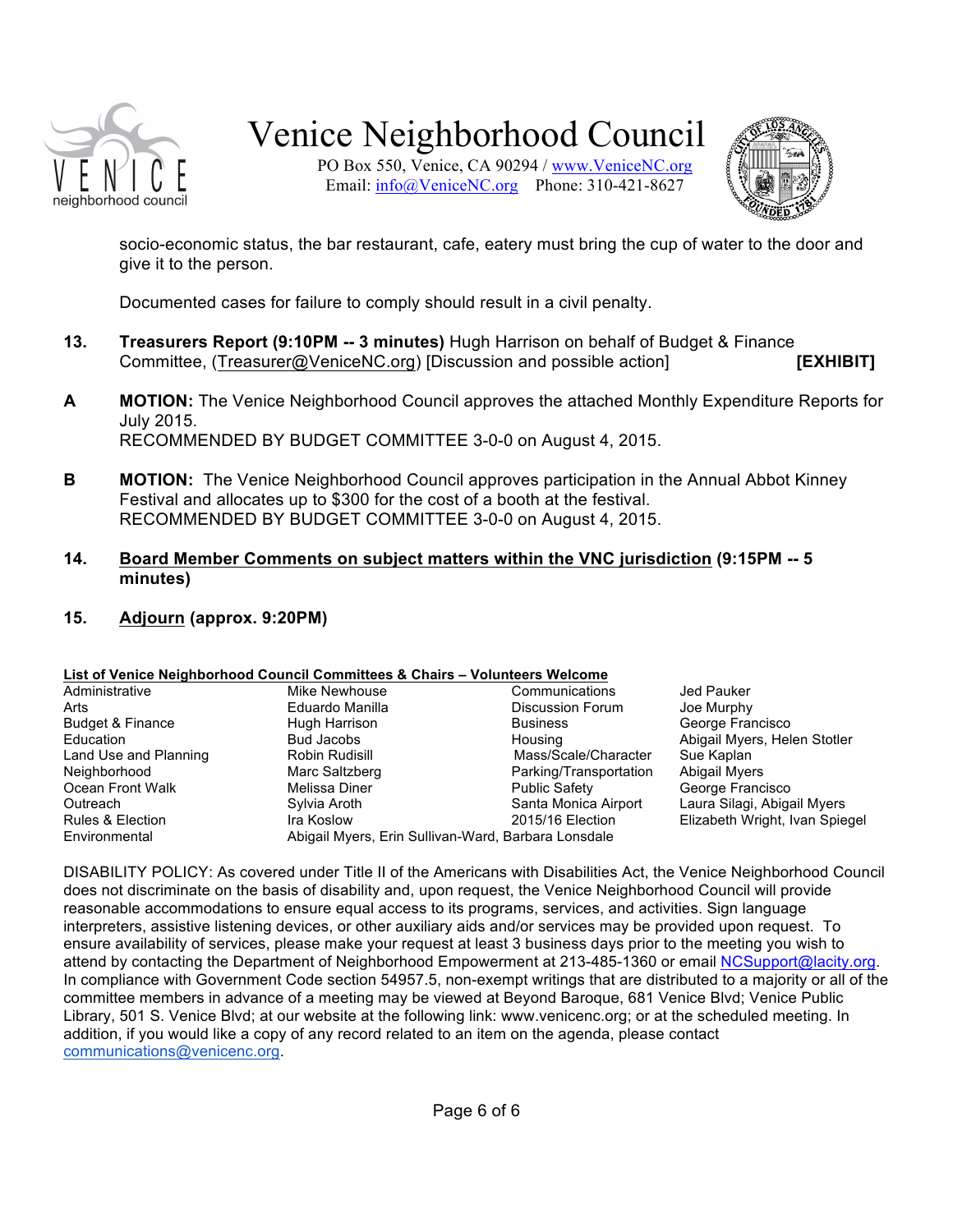socio-economic status, the bar restaurant, cafe, eatery must bring the cup of water to the door and give it to the person.

Documented cases for failure to comply should result in a civil penalty.

**13. Treasurers Report (9:10PM -- 3 minutes)** Hugh Harrison on behalf of Budget & Finance Committee, (Treasurer@VeniceNC.org) [Discussion and possible action] **[EXHIBIT]**

**A MOTION:** The Venice Neighborhood Council approves the attached Monthly Expenditure Reports for July 2015.
RECOMMENDED BY BUDGET COMMITTEE 3-0-0 on August 4, 2015.

**B MOTION:** The Venice Neighborhood Council approves participation in the Annual Abbot Kinney Festival and allocates up to $300 for the cost of a booth at the festival.
RECOMMENDED BY BUDGET COMMITTEE 3-0-0 on August 4, 2015.

**14. Board Member Comments on subject matters within the VNC jurisdiction (9:15PM -- 5 minutes)**

**15. Adjourn (approx. 9:20PM)**

**List of Venice Neighborhood Council Committees & Chairs – Volunteers Welcome**

| | | | |
|---|---|---|---|
| Administrative | Mike Newhouse | Communications | Jed Pauker |
| Arts | Eduardo Manilla | Discussion Forum | Joe Murphy |
| Budget & Finance | Hugh Harrison | Business | George Francisco |
| Education | Bud Jacobs | Housing | Abigail Myers, Helen Stotler |
| Land Use and Planning | Robin Rudisill | Mass/Scale/Character | Sue Kaplan |
| Neighborhood | Marc Saltzberg | Parking/Transportation | Abigail Myers |
| Ocean Front Walk | Melissa Diner | Public Safety | George Francisco |
| Outreach | Sylvia Aroth | Santa Monica Airport | Laura Silagi, Abigail Myers |
| Rules & Election | Ira Koslow | 2015/16 Election | Elizabeth Wright, Ivan Spiegel |
| Environmental | Abigail Myers, Erin Sullivan-Ward, Barbara Lonsdale | | |

DISABILITY POLICY: As covered under Title II of the Americans with Disabilities Act, the Venice Neighborhood Council does not discriminate on the basis of disability and, upon request, the Venice Neighborhood Council will provide reasonable accommodations to ensure equal access to its programs, services, and activities. Sign language interpreters, assistive listening devices, or other auxiliary aids and/or services may be provided upon request. To ensure availability of services, please make your request at least 3 business days prior to the meeting you wish to attend by contacting the Department of Neighborhood Empowerment at 213-485-1360 or email NCSupport@lacity.org. In compliance with Government Code section 54957.5, non-exempt writings that are distributed to a majority or all of the committee members in advance of a meeting may be viewed at Beyond Baroque, 681 Venice Blvd; Venice Public Library, 501 S. Venice Blvd; at our website at the following link: www.venicenc.org; or at the scheduled meeting. In addition, if you would like a copy of any record related to an item on the agenda, please contact communications@venicenc.org.